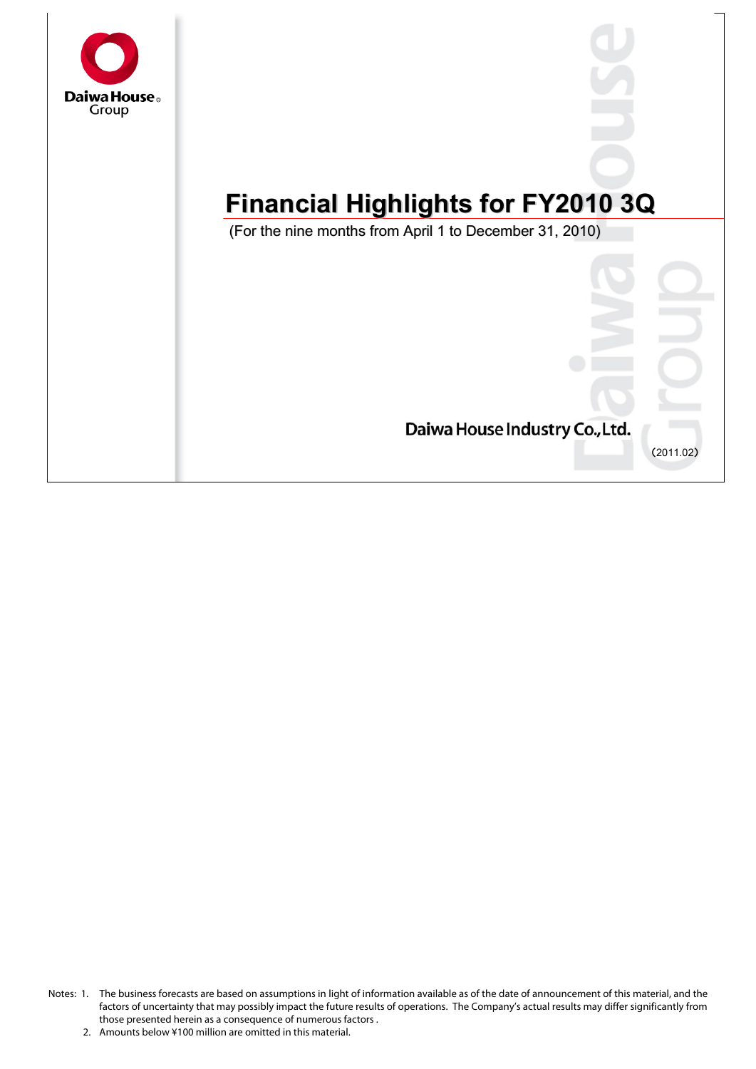Daiwa House Group

# Financial Highlights for FY2010 3Q

(For the nine months from April 1 to December 31, 2010)

Daiwa House Industry Co.,Ltd.

(2011.02)

Notes: 1. The business forecasts are based on assumptions in light of information available as of the date of announcement of this material, and the factors of uncertainty that may possibly impact the future results of operations. The Company's actual results may differ significantly from those presented herein as a consequence of numerous factors .

2. Amounts below ¥100 million are omitted in this material.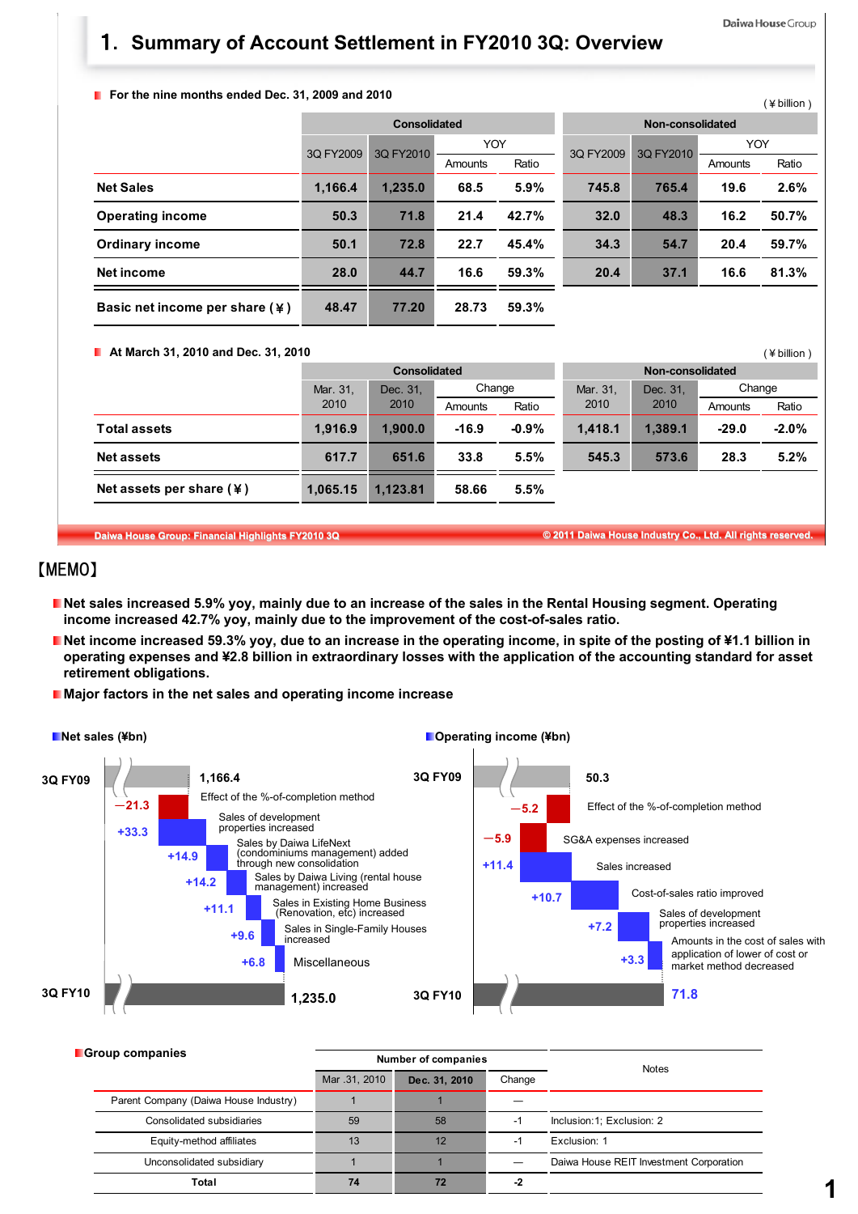# 1. Summary of Account Settlement in FY2010 3Q: Overview

**For the nine months ended Dec. 31, 2009 and 2010**

(¥ billion)

| | Consolidated | | | | Non-consolidated | | | |
|---|---|---|---|---|---|---|---|---|
| | 3Q FY2009 | 3Q FY2010 | YOY | | 3Q FY2009 | 3Q FY2010 | YOY | |
| | | | Amounts | Ratio | | | Amounts | Ratio |
| Net Sales | 1,166.4 | 1,235.0 | 68.5 | 5.9% | 745.8 | 765.4 | 19.6 | 2.6% |
| Operating income | 50.3 | 71.8 | 21.4 | 42.7% | 32.0 | 48.3 | 16.2 | 50.7% |
| Ordinary income | 50.1 | 72.8 | 22.7 | 45.4% | 34.3 | 54.7 | 20.4 | 59.7% |
| Net income | 28.0 | 44.7 | 16.6 | 59.3% | 20.4 | 37.1 | 16.6 | 81.3% |
| Basic net income per share (¥) | 48.47 | 77.20 | 28.73 | 59.3% | | | | |

**At March 31, 2010 and Dec. 31, 2010**

(¥ billion)

| | Consolidated | | | | Non-consolidated | | | |
|---|---|---|---|---|---|---|---|---|
| | Mar. 31, 2010 | Dec. 31, 2010 | Change | | Mar. 31, 2010 | Dec. 31, 2010 | Change | |
| | | | Amounts | Ratio | | | Amounts | Ratio |
| Total assets | 1,916.9 | 1,900.0 | -16.9 | -0.9% | 1,418.1 | 1,389.1 | -29.0 | -2.0% |
| Net assets | 617.7 | 651.6 | 33.8 | 5.5% | 545.3 | 573.6 | 28.3 | 5.2% |
| Net assets per share (¥) | 1,065.15 | 1,123.81 | 58.66 | 5.5% | | | | |

## 【MEMO】

- **Net sales increased 5.9% yoy, mainly due to an increase of the sales in the Rental Housing segment. Operating income increased 42.7% yoy, mainly due to the improvement of the cost-of-sales ratio.**
- **Net income increased 59.3% yoy, due to an increase in the operating income, in spite of the posting of ¥1.1 billion in operating expenses and ¥2.8 billion in extraordinary losses with the application of the accounting standard for asset retirement obligations.**
- **Major factors in the net sales and operating income increase**

**Net sales (¥bn)**

| Item | Amount |
|---|---|
| 3Q FY09 | 1,166.4 |
| Effect of the %-of-completion method | −21.3 |
| Sales of development properties increased | +33.3 |
| Sales by Daiwa LifeNext (condominiums management) added through new consolidation | +14.9 |
| Sales by Daiwa Living (rental house management) increased | +14.2 |
| Sales in Existing Home Business (Renovation, etc) increased | +11.1 |
| Sales in Single-Family Houses increased | +9.6 |
| Miscellaneous | +6.8 |
| 3Q FY10 | 1,235.0 |

**Operating income (¥bn)**

| Item | Amount |
|---|---|
| 3Q FY09 | 50.3 |
| Effect of the %-of-completion method | −5.2 |
| SG&A expenses increased | −5.9 |
| Sales increased | +11.4 |
| Cost-of-sales ratio improved | +10.7 |
| Sales of development properties increased | +7.2 |
| Amounts in the cost of sales with application of lower of cost or market method decreased | +3.3 |
| 3Q FY10 | 71.8 |

**Group companies**

| | Number of companies | | | Notes |
|---|---|---|---|---|
| | Mar .31, 2010 | Dec. 31, 2010 | Change | |
| Parent Company (Daiwa House Industry) | 1 | 1 | — | |
| Consolidated subsidiaries | 59 | 58 | -1 | Inclusion:1; Exclusion: 2 |
| Equity-method affiliates | 13 | 12 | -1 | Exclusion: 1 |
| Unconsolidated subsidiary | 1 | 1 | — | Daiwa House REIT Investment Corporation |
| Total | 74 | 72 | -2 | |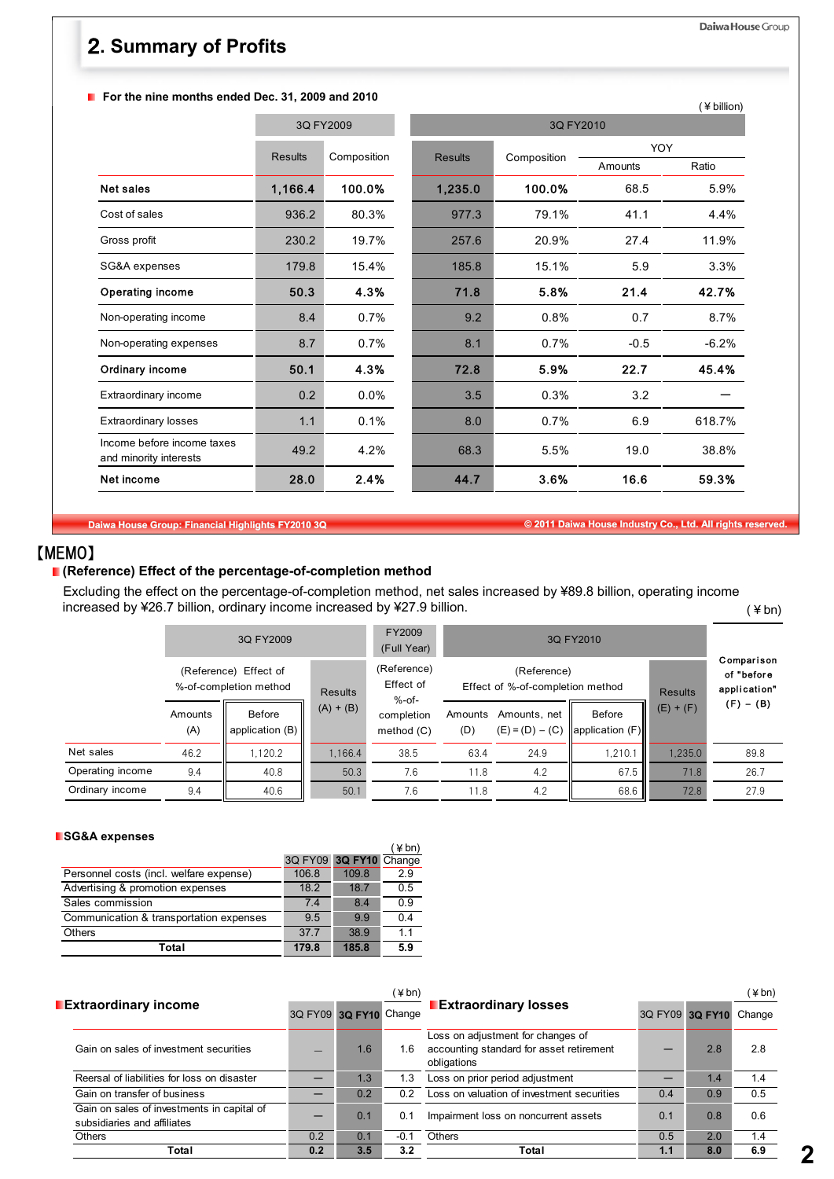## 2. Summary of Profits

■ **For the nine months ended Dec. 31, 2009 and 2010**

(¥ billion)

| | 3Q FY2009 | | 3Q FY2010 | | | |
|---|---|---|---|---|---|---|
| | Results | Composition | Results | Composition | YOY | |
| | | | | | Amounts | Ratio |
| **Net sales** | **1,166.4** | **100.0%** | **1,235.0** | **100.0%** | 68.5 | 5.9% |
| Cost of sales | 936.2 | 80.3% | 977.3 | 79.1% | 41.1 | 4.4% |
| Gross profit | 230.2 | 19.7% | 257.6 | 20.9% | 27.4 | 11.9% |
| SG&A expenses | 179.8 | 15.4% | 185.8 | 15.1% | 5.9 | 3.3% |
| **Operating income** | **50.3** | **4.3%** | **71.8** | **5.8%** | **21.4** | **42.7%** |
| Non-operating income | 8.4 | 0.7% | 9.2 | 0.8% | 0.7 | 8.7% |
| Non-operating expenses | 8.7 | 0.7% | 8.1 | 0.7% | -0.5 | -6.2% |
| **Ordinary income** | **50.1** | **4.3%** | **72.8** | **5.9%** | **22.7** | **45.4%** |
| Extraordinary income | 0.2 | 0.0% | 3.5 | 0.3% | 3.2 | — |
| Extraordinary losses | 1.1 | 0.1% | 8.0 | 0.7% | 6.9 | 618.7% |
| Income before income taxes and minority interests | 49.2 | 4.2% | 68.3 | 5.5% | 19.0 | 38.8% |
| **Net income** | **28.0** | **2.4%** | **44.7** | **3.6%** | **16.6** | **59.3%** |

【MEMO】

■ **(Reference) Effect of the percentage-of-completion method**

Excluding the effect on the percentage-of-completion method, net sales increased by ¥89.8 billion, operating income increased by ¥26.7 billion, ordinary income increased by ¥27.9 billion.

(¥bn)

| | 3Q FY2009 | | | FY2009 (Full Year) | 3Q FY2010 | | | | Comparison of "before application" (F) − (B) |
|---|---|---|---|---|---|---|---|---|---|
| | (Reference) Effect of %-of-completion method | | Results (A) + (B) | (Reference) Effect of %-of-completion method (C) | (Reference) Effect of %-of-completion method | | | Results (E) + (F) | |
| | Amounts (A) | Before application (B) | | | Amounts (D) | Amounts, net (E) = (D) − (C) | Before application (F) | | |
| Net sales | 46.2 | 1,120.2 | 1,166.4 | 38.5 | 63.4 | 24.9 | 1,210.1 | 1,235.0 | 89.8 |
| Operating income | 9.4 | 40.8 | 50.3 | 7.6 | 11.8 | 4.2 | 67.5 | 71.8 | 26.7 |
| Ordinary income | 9.4 | 40.6 | 50.1 | 7.6 | 11.8 | 4.2 | 68.6 | 72.8 | 27.9 |

■ **SG&A expenses**

(¥bn)

| | 3Q FY09 | 3Q FY10 | Change |
|---|---|---|---|
| Personnel costs (incl. welfare expense) | 106.8 | 109.8 | 2.9 |
| Advertising & promotion expenses | 18.2 | 18.7 | 0.5 |
| Sales commission | 7.4 | 8.4 | 0.9 |
| Communication & transportation expenses | 9.5 | 9.9 | 0.4 |
| Others | 37.7 | 38.9 | 1.1 |
| **Total** | **179.8** | **185.8** | **5.9** |

■ **Extraordinary income**

(¥bn)

| | 3Q FY09 | 3Q FY10 | Change |
|---|---|---|---|
| Gain on sales of investment securities | — | 1.6 | 1.6 |
| Reersal of liabilities for loss on disaster | — | 1.3 | 1.3 |
| Gain on transfer of business | — | 0.2 | 0.2 |
| Gain on sales of investments in capital of subsidiaries and affiliates | — | 0.1 | 0.1 |
| Others | 0.2 | 0.1 | -0.1 |
| **Total** | **0.2** | **3.5** | **3.2** |

■ **Extraordinary losses**

(¥bn)

| | 3Q FY09 | 3Q FY10 | Change |
|---|---|---|---|
| Loss on adjustment for changes of accounting standard for asset retirement obligations | — | 2.8 | 2.8 |
| Loss on prior period adjustment | — | 1.4 | 1.4 |
| Loss on valuation of investment securities | 0.4 | 0.9 | 0.5 |
| Impairment loss on noncurrent assets | 0.1 | 0.8 | 0.6 |
| Others | 0.5 | 2.0 | 1.4 |
| **Total** | **1.1** | **8.0** | **6.9** |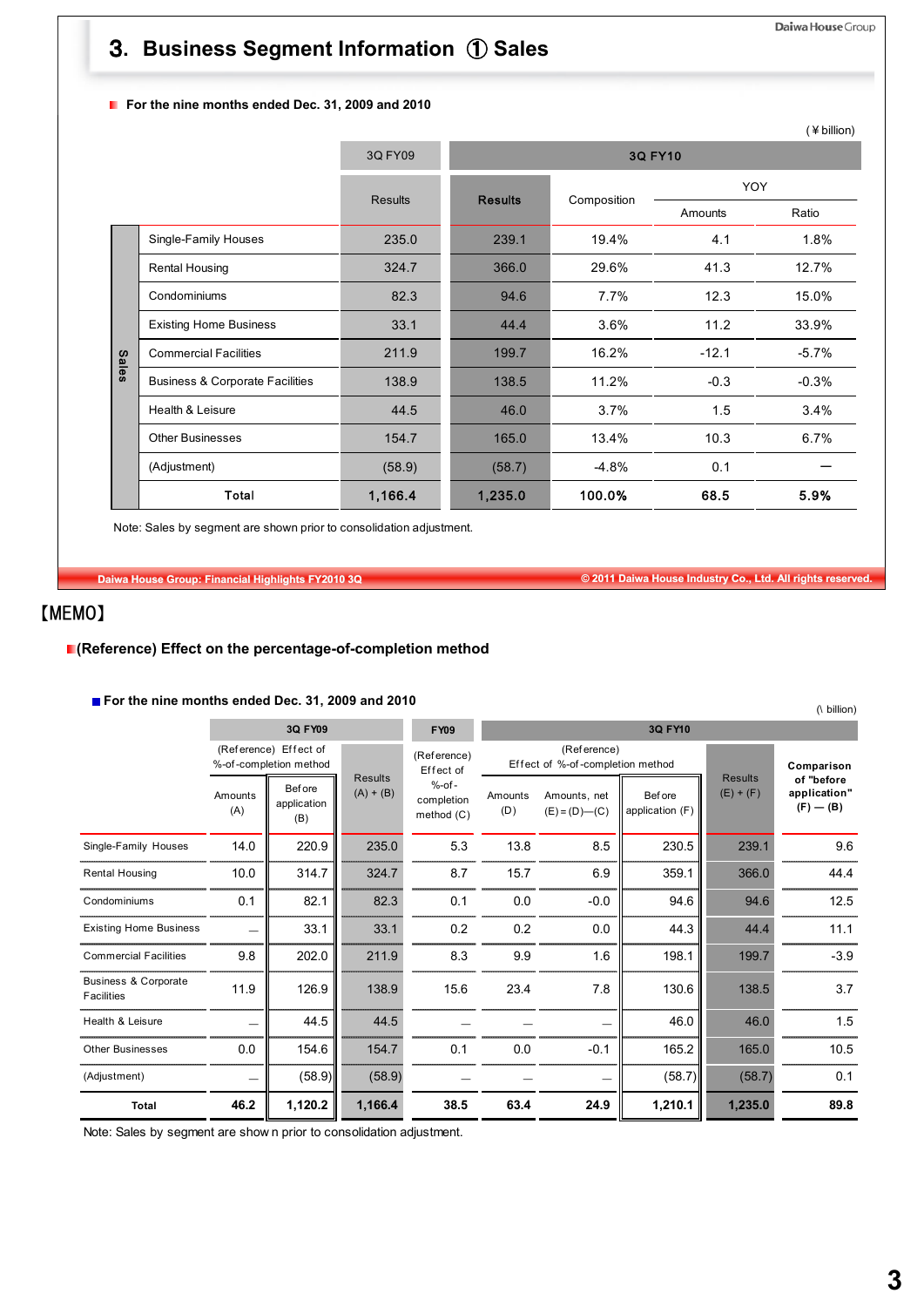## 3. Business Segment Information ① Sales

**For the nine months ended Dec. 31, 2009 and 2010**

(￥billion)

| | | 3Q FY09 | 3Q FY10 | | | |
|---|---|---|---|---|---|---|
| | | Results | Results | Composition | YOY Amounts | YOY Ratio |
| Sales | Single-Family Houses | 235.0 | 239.1 | 19.4% | 4.1 | 1.8% |
| | Rental Housing | 324.7 | 366.0 | 29.6% | 41.3 | 12.7% |
| | Condominiums | 82.3 | 94.6 | 7.7% | 12.3 | 15.0% |
| | Existing Home Business | 33.1 | 44.4 | 3.6% | 11.2 | 33.9% |
| | Commercial Facilities | 211.9 | 199.7 | 16.2% | -12.1 | -5.7% |
| | Business & Corporate Facilities | 138.9 | 138.5 | 11.2% | -0.3 | -0.3% |
| | Health & Leisure | 44.5 | 46.0 | 3.7% | 1.5 | 3.4% |
| | Other Businesses | 154.7 | 165.0 | 13.4% | 10.3 | 6.7% |
| | (Adjustment) | (58.9) | (58.7) | -4.8% | 0.1 | — |
| | **Total** | **1,166.4** | **1,235.0** | **100.0%** | **68.5** | **5.9%** |

Note: Sales by segment are shown prior to consolidation adjustment.

【MEMO】

**(Reference) Effect on the percentage-of-completion method**

**For the nine months ended Dec. 31, 2009 and 2010**

(\ billion)

| | 3Q FY09 | | | FY09 | 3Q FY10 | | | | |
|---|---|---|---|---|---|---|---|---|---|
| | (Reference) Effect of %-of-completion method Amounts (A) | Before application (B) | Results (A) + (B) | (Reference) Effect of %-of-completion method (C) | (Reference) Effect of %-of-completion method Amounts (D) | Amounts, net (E) = (D)—(C) | Before application (F) | Results (E) + (F) | Comparison of "before application" (F) — (B) |
| Single-Family Houses | 14.0 | 220.9 | 235.0 | 5.3 | 13.8 | 8.5 | 230.5 | 239.1 | 9.6 |
| Rental Housing | 10.0 | 314.7 | 324.7 | 8.7 | 15.7 | 6.9 | 359.1 | 366.0 | 44.4 |
| Condominiums | 0.1 | 82.1 | 82.3 | 0.1 | 0.0 | -0.0 | 94.6 | 94.6 | 12.5 |
| Existing Home Business | — | 33.1 | 33.1 | 0.2 | 0.2 | 0.0 | 44.3 | 44.4 | 11.1 |
| Commercial Facilities | 9.8 | 202.0 | 211.9 | 8.3 | 9.9 | 1.6 | 198.1 | 199.7 | -3.9 |
| Business & Corporate Facilities | 11.9 | 126.9 | 138.9 | 15.6 | 23.4 | 7.8 | 130.6 | 138.5 | 3.7 |
| Health & Leisure | — | 44.5 | 44.5 | — | — | — | 46.0 | 46.0 | 1.5 |
| Other Businesses | 0.0 | 154.6 | 154.7 | 0.1 | 0.0 | -0.1 | 165.2 | 165.0 | 10.5 |
| (Adjustment) | — | (58.9) | (58.9) | — | — | — | (58.7) | (58.7) | 0.1 |
| **Total** | **46.2** | **1,120.2** | **1,166.4** | **38.5** | **63.4** | **24.9** | **1,210.1** | **1,235.0** | **89.8** |

Note: Sales by segment are shown prior to consolidation adjustment.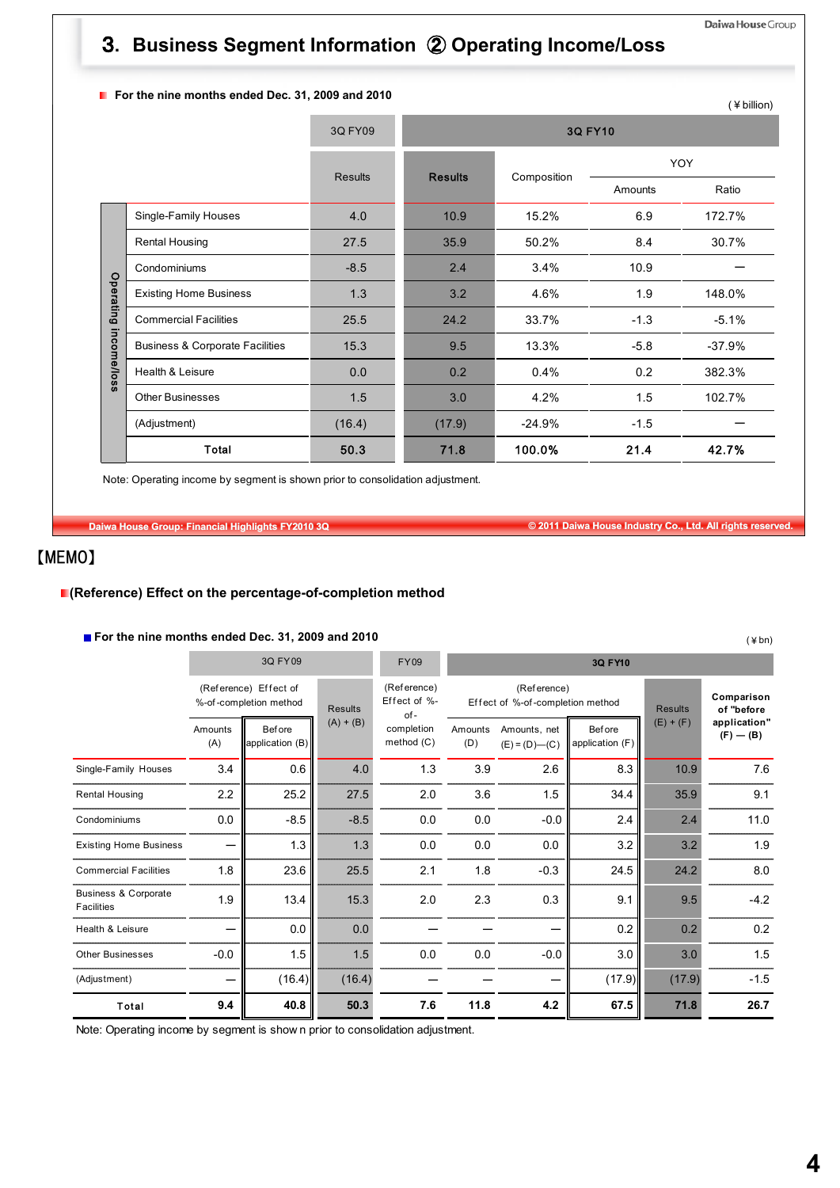# 3. Business Segment Information ② Operating Income/Loss

**For the nine months ended Dec. 31, 2009 and 2010**

(￥billion)

| | | 3Q FY09 | 3Q FY10 | | | |
|---|---|---|---|---|---|---|
| | | Results | Results | Composition | YOY | |
| | | | | | Amounts | Ratio |
| Operating income/loss | Single-Family Houses | 4.0 | 10.9 | 15.2% | 6.9 | 172.7% |
| | Rental Housing | 27.5 | 35.9 | 50.2% | 8.4 | 30.7% |
| | Condominiums | -8.5 | 2.4 | 3.4% | 10.9 | — |
| | Existing Home Business | 1.3 | 3.2 | 4.6% | 1.9 | 148.0% |
| | Commercial Facilities | 25.5 | 24.2 | 33.7% | -1.3 | -5.1% |
| | Business & Corporate Facilities | 15.3 | 9.5 | 13.3% | -5.8 | -37.9% |
| | Health & Leisure | 0.0 | 0.2 | 0.4% | 0.2 | 382.3% |
| | Other Businesses | 1.5 | 3.0 | 4.2% | 1.5 | 102.7% |
| | (Adjustment) | (16.4) | (17.9) | -24.9% | -1.5 | — |
| | **Total** | **50.3** | **71.8** | **100.0%** | **21.4** | **42.7%** |

Note: Operating income by segment is shown prior to consolidation adjustment.

【MEMO】

**(Reference) Effect on the percentage-of-completion method**

**For the nine months ended Dec. 31, 2009 and 2010**

(￥bn)

| | 3Q FY09 | | | FY09 | 3Q FY10 | | | | |
|---|---|---|---|---|---|---|---|---|---|
| | (Reference) Effect of %-of-completion method | | Results (A) + (B) | (Reference) Effect of %-of-completion method (C) | (Reference) Effect of %-of-completion method | | | Results (E) + (F) | Comparison of "before application" (F) — (B) |
| | Amounts (A) | Before application (B) | | | Amounts (D) | Amounts, net (E) = (D)—(C) | Before application (F) | | |
| Single-Family Houses | 3.4 | 0.6 | 4.0 | 1.3 | 3.9 | 2.6 | 8.3 | 10.9 | 7.6 |
| Rental Housing | 2.2 | 25.2 | 27.5 | 2.0 | 3.6 | 1.5 | 34.4 | 35.9 | 9.1 |
| Condominiums | 0.0 | -8.5 | -8.5 | 0.0 | 0.0 | -0.0 | 2.4 | 2.4 | 11.0 |
| Existing Home Business | — | 1.3 | 1.3 | 0.0 | 0.0 | 0.0 | 3.2 | 3.2 | 1.9 |
| Commercial Facilities | 1.8 | 23.6 | 25.5 | 2.1 | 1.8 | -0.3 | 24.5 | 24.2 | 8.0 |
| Business & Corporate Facilities | 1.9 | 13.4 | 15.3 | 2.0 | 2.3 | 0.3 | 9.1 | 9.5 | -4.2 |
| Health & Leisure | — | 0.0 | 0.0 | — | — | — | 0.2 | 0.2 | 0.2 |
| Other Businesses | -0.0 | 1.5 | 1.5 | 0.0 | 0.0 | -0.0 | 3.0 | 3.0 | 1.5 |
| (Adjustment) | — | (16.4) | (16.4) | — | — | — | (17.9) | (17.9) | -1.5 |
| **Total** | **9.4** | **40.8** | **50.3** | **7.6** | **11.8** | **4.2** | **67.5** | **71.8** | **26.7** |

Note: Operating income by segment is shown prior to consolidation adjustment.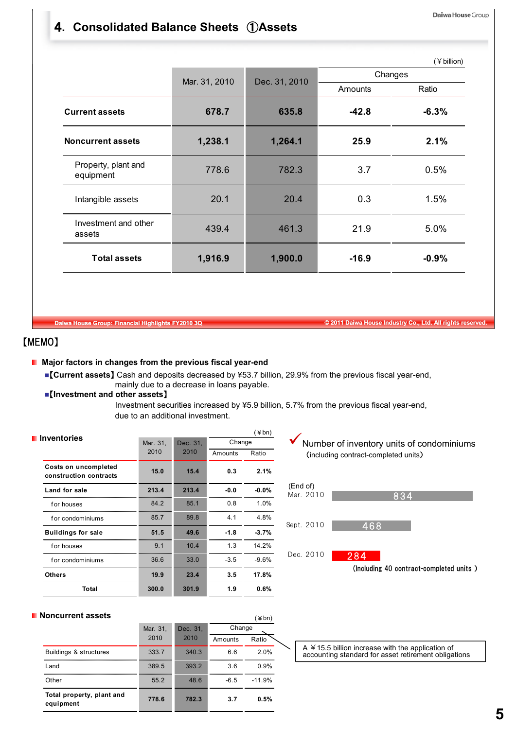## 4. Consolidated Balance Sheets ①Assets

(￥billion)

| | Mar. 31, 2010 | Dec. 31, 2010 | Changes | |
|---|---|---|---|---|
| | | | Amounts | Ratio |
| **Current assets** | **678.7** | **635.8** | **-42.8** | **-6.3%** |
| **Noncurrent assets** | **1,238.1** | **1,264.1** | **25.9** | **2.1%** |
| Property, plant and equipment | 778.6 | 782.3 | 3.7 | 0.5% |
| Intangible assets | 20.1 | 20.4 | 0.3 | 1.5% |
| Investment and other assets | 439.4 | 461.3 | 21.9 | 5.0% |
| **Total assets** | **1,916.9** | **1,900.0** | **-16.9** | **-0.9%** |

【MEMO】

**Major factors in changes from the previous fiscal year-end**

- **【Current assets】** Cash and deposits decreased by ¥53.7 billion, 29.9% from the previous fiscal year-end, mainly due to a decrease in loans payable.
- **【Investment and other assets】** Investment securities increased by ¥5.9 billion, 5.7% from the previous fiscal year-end, due to an additional investment.

**Inventories**

(￥bn)

| | Mar. 31, 2010 | Dec. 31, 2010 | Change | |
|---|---|---|---|---|
| | | | Amounts | Ratio |
| **Costs on uncompleted construction contracts** | **15.0** | **15.4** | **0.3** | **2.1%** |
| **Land for sale** | **213.4** | **213.4** | **-0.0** | **-0.0%** |
| for houses | 84.2 | 85.1 | 0.8 | 1.0% |
| for condominiums | 85.7 | 89.8 | 4.1 | 4.8% |
| **Buildings for sale** | **51.5** | **49.6** | **-1.8** | **-3.7%** |
| for houses | 9.1 | 10.4 | 1.3 | 14.2% |
| for condominiums | 36.6 | 33.0 | -3.5 | -9.6% |
| **Others** | **19.9** | **23.4** | **3.5** | **17.8%** |
| **Total** | **300.0** | **301.9** | **1.9** | **0.6%** |

✓ Number of inventory units of condominiums (including contract-completed units)

| (End of) | Units |
|---|---|
| Mar. 2010 | 834 |
| Sept. 2010 | 468 |
| Dec. 2010 | 284 |

(Including 40 contract-completed units )

**Noncurrent assets**

(￥bn)

| | Mar. 31, 2010 | Dec. 31, 2010 | Change | |
|---|---|---|---|---|
| | | | Amounts | Ratio |
| Buildings & structures | 333.7 | 340.3 | 6.6 | 2.0% |
| Land | 389.5 | 393.2 | 3.6 | 0.9% |
| Other | 55.2 | 48.6 | -6.5 | -11.9% |
| **Total property, plant and equipment** | **778.6** | **782.3** | **3.7** | **0.5%** |

A ￥15.5 billion increase with the application of accounting standard for asset retirement obligations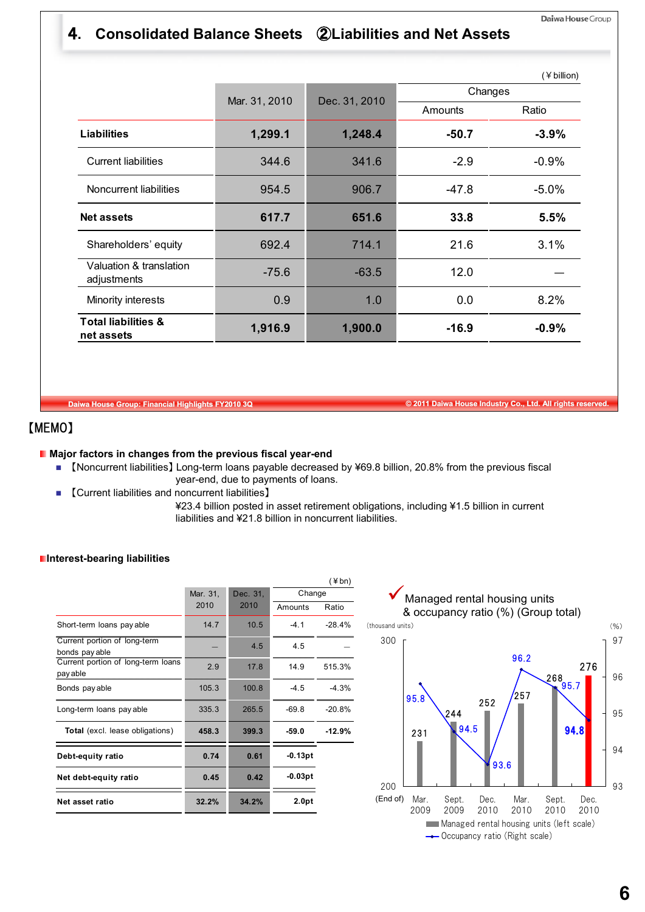# 4. Consolidated Balance Sheets ②Liabilities and Net Assets

(¥ billion)

| | Mar. 31, 2010 | Dec. 31, 2010 | Changes | |
|---|---|---|---|---|
| | | | Amounts | Ratio |
| **Liabilities** | **1,299.1** | **1,248.4** | **-50.7** | **-3.9%** |
| Current liabilities | 344.6 | 341.6 | -2.9 | -0.9% |
| Noncurrent liabilities | 954.5 | 906.7 | -47.8 | -5.0% |
| **Net assets** | **617.7** | **651.6** | **33.8** | **5.5%** |
| Shareholders' equity | 692.4 | 714.1 | 21.6 | 3.1% |
| Valuation & translation adjustments | -75.6 | -63.5 | 12.0 | — |
| Minority interests | 0.9 | 1.0 | 0.0 | 8.2% |
| **Total liabilities & net assets** | **1,916.9** | **1,900.0** | **-16.9** | **-0.9%** |

【MEMO】

**Major factors in changes from the previous fiscal year-end**

- 【Noncurrent liabilities】Long-term loans payable decreased by ¥69.8 billion, 20.8% from the previous fiscal year-end, due to payments of loans.
- 【Current liabilities and noncurrent liabilities】
  ¥23.4 billion posted in asset retirement obligations, including ¥1.5 billion in current liabilities and ¥21.8 billion in noncurrent liabilities.

**Interest-bearing liabilities**

(¥bn)

| | Mar. 31, 2010 | Dec. 31, 2010 | Change | |
|---|---|---|---|---|
| | | | Amounts | Ratio |
| Short-term loans payable | 14.7 | 10.5 | -4.1 | -28.4% |
| Current portion of long-term bonds payable | — | 4.5 | 4.5 | — |
| Current portion of long-term loans payable | 2.9 | 17.8 | 14.9 | 515.3% |
| Bonds payable | 105.3 | 100.8 | -4.5 | -4.3% |
| Long-term loans payable | 335.3 | 265.5 | -69.8 | -20.8% |
| **Total** (excl. lease obligations) | **458.3** | **399.3** | **-59.0** | **-12.9%** |
| **Debt-equity ratio** | **0.74** | **0.61** | **-0.13pt** | |
| **Net debt-equity ratio** | **0.45** | **0.42** | **-0.03pt** | |
| **Net asset ratio** | **32.2%** | **34.2%** | **2.0pt** | |

Managed rental housing units & occupancy ratio (%) (Group total)

| (End of) | Mar. 2009 | Sept. 2009 | Dec. 2010 | Mar. 2010 | Sept. 2010 | Dec. 2010 |
|---|---|---|---|---|---|---|
| Managed rental housing units (thousand units, left scale) | 231 | 244 | 252 | 257 | 268 | 276 |
| Occupancy ratio (%, right scale) | 95.8 | 94.5 | 93.6 | 96.2 | 95.7 | 94.8 |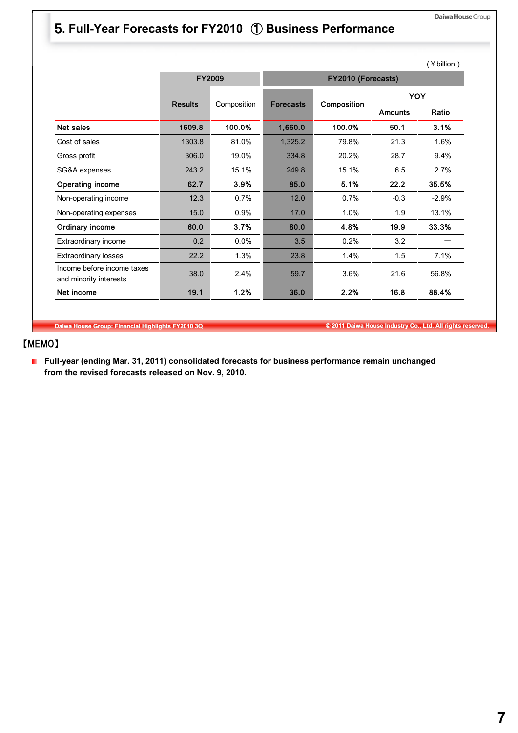# 5. Full-Year Forecasts for FY2010 ① Business Performance

(￥billion)

| | FY2009 | | FY2010 (Forecasts) | | | |
|---|---|---|---|---|---|---|
| | Results | Composition | Forecasts | Composition | YOY Amounts | YOY Ratio |
| **Net sales** | **1609.8** | **100.0%** | **1,660.0** | **100.0%** | **50.1** | **3.1%** |
| Cost of sales | 1303.8 | 81.0% | 1,325.2 | 79.8% | 21.3 | 1.6% |
| Gross profit | 306.0 | 19.0% | 334.8 | 20.2% | 28.7 | 9.4% |
| SG&A expenses | 243.2 | 15.1% | 249.8 | 15.1% | 6.5 | 2.7% |
| **Operating income** | **62.7** | **3.9%** | **85.0** | **5.1%** | **22.2** | **35.5%** |
| Non-operating income | 12.3 | 0.7% | 12.0 | 0.7% | -0.3 | -2.9% |
| Non-operating expenses | 15.0 | 0.9% | 17.0 | 1.0% | 1.9 | 13.1% |
| **Ordinary income** | **60.0** | **3.7%** | **80.0** | **4.8%** | **19.9** | **33.3%** |
| Extraordinary income | 0.2 | 0.0% | 3.5 | 0.2% | 3.2 | — |
| Extraordinary losses | 22.2 | 1.3% | 23.8 | 1.4% | 1.5 | 7.1% |
| Income before income taxes and minority interests | 38.0 | 2.4% | 59.7 | 3.6% | 21.6 | 56.8% |
| **Net income** | **19.1** | **1.2%** | **36.0** | **2.2%** | **16.8** | **88.4%** |

【MEMO】

- **Full-year (ending Mar. 31, 2011) consolidated forecasts for business performance remain unchanged from the revised forecasts released on Nov. 9, 2010.**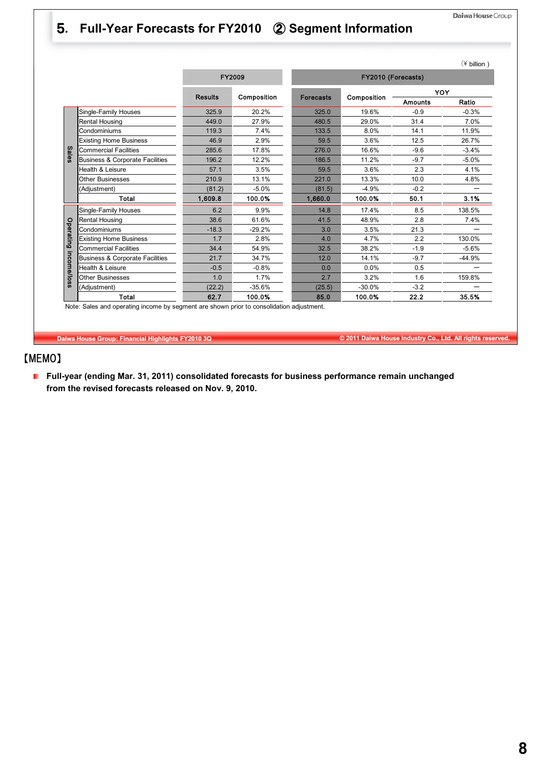# 5. Full-Year Forecasts for FY2010 ② Segment Information

(¥ billion )

| | | FY2009 | | FY2010 (Forecasts) | | | |
|---|---|---|---|---|---|---|---|
| | | Results | Composition | Forecasts | Composition | YOY Amounts | YOY Ratio |
| Sales | Single-Family Houses | 325.9 | 20.2% | 325.0 | 19.6% | -0.9 | -0.3% |
| | Rental Housing | 449.0 | 27.9% | 480.5 | 29.0% | 31.4 | 7.0% |
| | Condominiums | 119.3 | 7.4% | 133.5 | 8.0% | 14.1 | 11.9% |
| | Existing Home Business | 46.9 | 2.9% | 59.5 | 3.6% | 12.5 | 26.7% |
| | Commercial Facilities | 285.6 | 17.8% | 276.0 | 16.6% | -9.6 | -3.4% |
| | Business & Corporate Facilities | 196.2 | 12.2% | 186.5 | 11.2% | -9.7 | -5.0% |
| | Health & Leisure | 57.1 | 3.5% | 59.5 | 3.6% | 2.3 | 4.1% |
| | Other Businesses | 210.9 | 13.1% | 221.0 | 13.3% | 10.0 | 4.8% |
| | (Adjustment) | (81.2) | -5.0% | (81.5) | -4.9% | -0.2 | — |
| | **Total** | **1,609.8** | **100.0%** | **1,660.0** | **100.0%** | **50.1** | **3.1%** |
| Operating income/loss | Single-Family Houses | 6.2 | 9.9% | 14.8 | 17.4% | 8.5 | 138.5% |
| | Rental Housing | 38.6 | 61.6% | 41.5 | 48.9% | 2.8 | 7.4% |
| | Condominiums | -18.3 | -29.2% | 3.0 | 3.5% | 21.3 | — |
| | Existing Home Business | 1.7 | 2.8% | 4.0 | 4.7% | 2.2 | 130.0% |
| | Commercial Facilities | 34.4 | 54.9% | 32.5 | 38.2% | -1.9 | -5.6% |
| | Business & Corporate Facilities | 21.7 | 34.7% | 12.0 | 14.1% | -9.7 | -44.9% |
| | Health & Leisure | -0.5 | -0.8% | 0.0 | 0.0% | 0.5 | — |
| | Other Businesses | 1.0 | 1.7% | 2.7 | 3.2% | 1.6 | 159.8% |
| | (Adjustment) | (22.2) | -35.6% | (25.5) | -30.0% | -3.2 | — |
| | **Total** | **62.7** | **100.0%** | **85.0** | **100.0%** | **22.2** | **35.5%** |

Note: Sales and operating income by segment are shown prior to consolidation adjustment.

【MEMO】

- **Full-year (ending Mar. 31, 2011) consolidated forecasts for business performance remain unchanged from the revised forecasts released on Nov. 9, 2010.**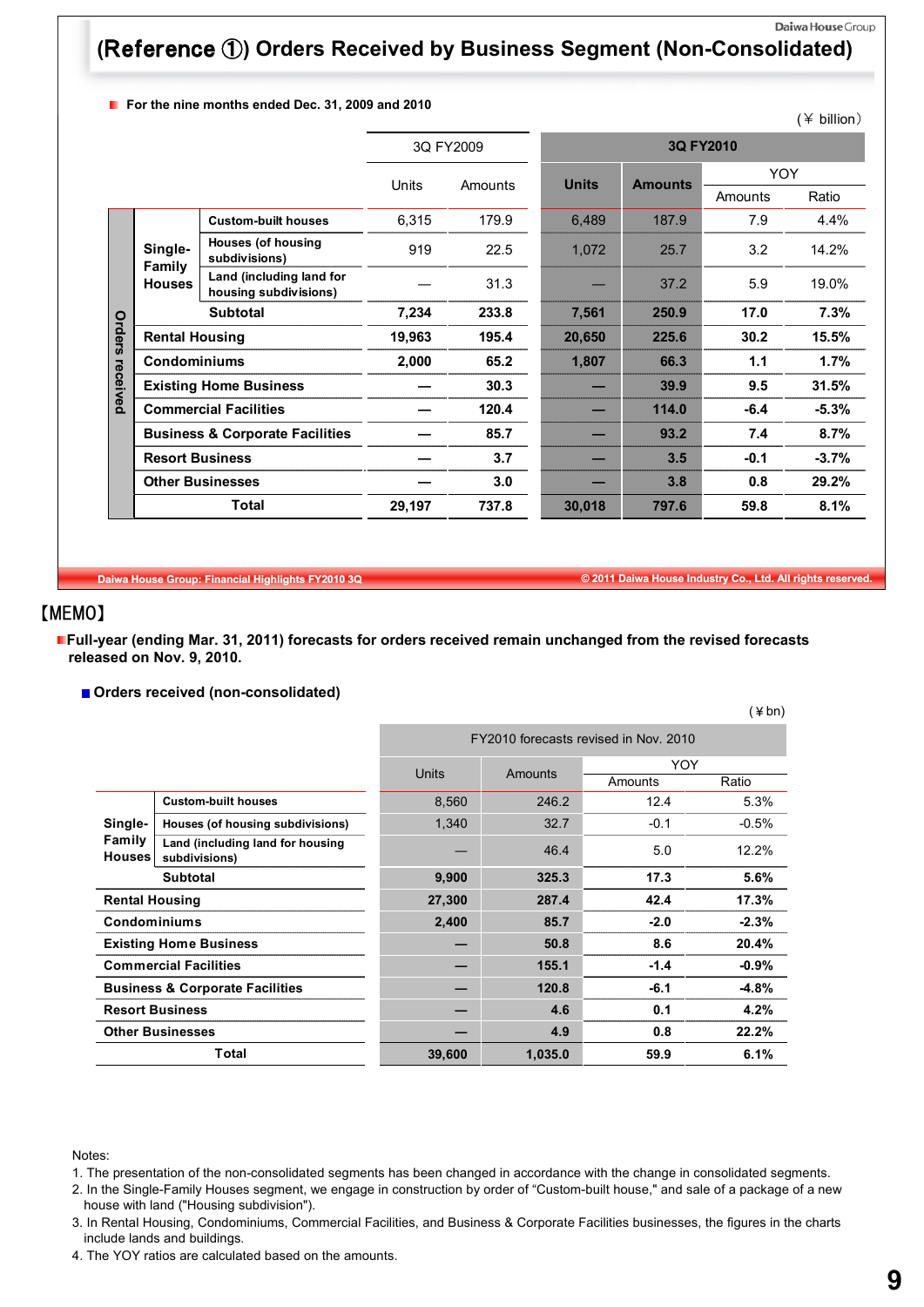# (Reference ①) Orders Received by Business Segment (Non-Consolidated)

■ For the nine months ended Dec. 31, 2009 and 2010

(￥ billion)

| | | | 3Q FY2009 | | 3Q FY2010 | | | |
|---|---|---|---|---|---|---|---|---|
| | | | Units | Amounts | Units | Amounts | YOY Amounts | YOY Ratio |
| Orders received | Single-Family Houses | Custom-built houses | 6,315 | 179.9 | 6,489 | 187.9 | 7.9 | 4.4% |
| | | Houses (of housing subdivisions) | 919 | 22.5 | 1,072 | 25.7 | 3.2 | 14.2% |
| | | Land (including land for housing subdivisions) | — | 31.3 | — | 37.2 | 5.9 | 19.0% |
| | | **Subtotal** | **7,234** | **233.8** | **7,561** | **250.9** | **17.0** | **7.3%** |
| | **Rental Housing** | | **19,963** | **195.4** | **20,650** | **225.6** | **30.2** | **15.5%** |
| | **Condominiums** | | **2,000** | **65.2** | **1,807** | **66.3** | **1.1** | **1.7%** |
| | **Existing Home Business** | | **—** | **30.3** | **—** | **39.9** | **9.5** | **31.5%** |
| | **Commercial Facilities** | | **—** | **120.4** | **—** | **114.0** | **-6.4** | **-5.3%** |
| | **Business & Corporate Facilities** | | **—** | **85.7** | **—** | **93.2** | **7.4** | **8.7%** |
| | **Resort Business** | | **—** | **3.7** | **—** | **3.5** | **-0.1** | **-3.7%** |
| | **Other Businesses** | | **—** | **3.0** | **—** | **3.8** | **0.8** | **29.2%** |
| | **Total** | | **29,197** | **737.8** | **30,018** | **797.6** | **59.8** | **8.1%** |

【MEMO】

■ **Full-year (ending Mar. 31, 2011) forecasts for orders received remain unchanged from the revised forecasts released on Nov. 9, 2010.**

■ **Orders received (non-consolidated)**

(￥bn)

| | | FY2010 forecasts revised in Nov. 2010 | | | |
|---|---|---|---|---|---|
| | | Units | Amounts | YOY Amounts | YOY Ratio |
| Single-Family Houses | Custom-built houses | 8,560 | 246.2 | 12.4 | 5.3% |
| | Houses (of housing subdivisions) | 1,340 | 32.7 | -0.1 | -0.5% |
| | Land (including land for housing subdivisions) | — | 46.4 | 5.0 | 12.2% |
| | **Subtotal** | **9,900** | **325.3** | **17.3** | **5.6%** |
| **Rental Housing** | | **27,300** | **287.4** | **42.4** | **17.3%** |
| **Condominiums** | | **2,400** | **85.7** | **-2.0** | **-2.3%** |
| **Existing Home Business** | | **—** | **50.8** | **8.6** | **20.4%** |
| **Commercial Facilities** | | **—** | **155.1** | **-1.4** | **-0.9%** |
| **Business & Corporate Facilities** | | **—** | **120.8** | **-6.1** | **-4.8%** |
| **Resort Business** | | **—** | **4.6** | **0.1** | **4.2%** |
| **Other Businesses** | | **—** | **4.9** | **0.8** | **22.2%** |
| **Total** | | **39,600** | **1,035.0** | **59.9** | **6.1%** |

Notes:
1. The presentation of the non-consolidated segments has been changed in accordance with the change in consolidated segments.
2. In the Single-Family Houses segment, we engage in construction by order of "Custom-built house," and sale of a package of a new house with land ("Housing subdivision").
3. In Rental Housing, Condominiums, Commercial Facilities, and Business & Corporate Facilities businesses, the figures in the charts include lands and buildings.
4. The YOY ratios are calculated based on the amounts.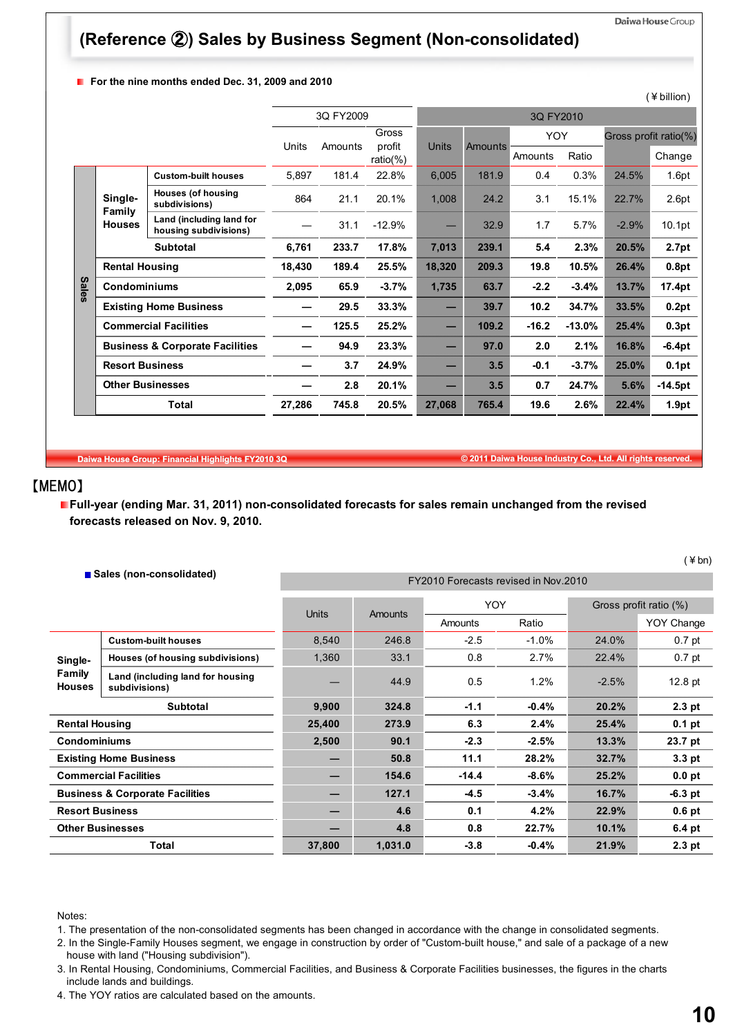# (Reference ②) Sales by Business Segment (Non-consolidated)

■ For the nine months ended Dec. 31, 2009 and 2010

(￥billion)

| | | | 3Q FY2009 | | | 3Q FY2010 | | | | | |
|---|---|---|---|---|---|---|---|---|---|---|---|
| | | | Units | Amounts | Gross profit ratio(%) | Units | Amounts | YOY Amounts | YOY Ratio | Gross profit ratio(%) | Change |
| Sales | Single-Family Houses | Custom-built houses | 5,897 | 181.4 | 22.8% | 6,005 | 181.9 | 0.4 | 0.3% | 24.5% | 1.6pt |
| | | Houses (of housing subdivisions) | 864 | 21.1 | 20.1% | 1,008 | 24.2 | 3.1 | 15.1% | 22.7% | 2.6pt |
| | | Land (including land for housing subdivisions) | — | 31.1 | -12.9% | — | 32.9 | 1.7 | 5.7% | -2.9% | 10.1pt |
| | | Subtotal | 6,761 | 233.7 | 17.8% | 7,013 | 239.1 | 5.4 | 2.3% | 20.5% | 2.7pt |
| | Rental Housing | | 18,430 | 189.4 | 25.5% | 18,320 | 209.3 | 19.8 | 10.5% | 26.4% | 0.8pt |
| | Condominiums | | 2,095 | 65.9 | -3.7% | 1,735 | 63.7 | -2.2 | -3.4% | 13.7% | 17.4pt |
| | Existing Home Business | | — | 29.5 | 33.3% | — | 39.7 | 10.2 | 34.7% | 33.5% | 0.2pt |
| | Commercial Facilities | | — | 125.5 | 25.2% | — | 109.2 | -16.2 | -13.0% | 25.4% | 0.3pt |
| | Business & Corporate Facilities | | — | 94.9 | 23.3% | — | 97.0 | 2.0 | 2.1% | 16.8% | -6.4pt |
| | Resort Business | | — | 3.7 | 24.9% | — | 3.5 | -0.1 | -3.7% | 25.0% | 0.1pt |
| | Other Businesses | | — | 2.8 | 20.1% | — | 3.5 | 0.7 | 24.7% | 5.6% | -14.5pt |
| | Total | | 27,286 | 745.8 | 20.5% | 27,068 | 765.4 | 19.6 | 2.6% | 22.4% | 1.9pt |

【MEMO】

**Full-year (ending Mar. 31, 2011) non-consolidated forecasts for sales remain unchanged from the revised forecasts released on Nov. 9, 2010.**

■ Sales (non-consolidated)

(￥bn)

| | | FY2010 Forecasts revised in Nov.2010 | | | | | |
|---|---|---|---|---|---|---|---|
| | | Units | Amounts | YOY Amounts | YOY Ratio | Gross profit ratio (%) | YOY Change |
| Single-Family Houses | Custom-built houses | 8,540 | 246.8 | -2.5 | -1.0% | 24.0% | 0.7 pt |
| | Houses (of housing subdivisions) | 1,360 | 33.1 | 0.8 | 2.7% | 22.4% | 0.7 pt |
| | Land (including land for housing subdivisions) | — | 44.9 | 0.5 | 1.2% | -2.5% | 12.8 pt |
| | Subtotal | 9,900 | 324.8 | -1.1 | -0.4% | 20.2% | 2.3 pt |
| Rental Housing | | 25,400 | 273.9 | 6.3 | 2.4% | 25.4% | 0.1 pt |
| Condominiums | | 2,500 | 90.1 | -2.3 | -2.5% | 13.3% | 23.7 pt |
| Existing Home Business | | — | 50.8 | 11.1 | 28.2% | 32.7% | 3.3 pt |
| Commercial Facilities | | — | 154.6 | -14.4 | -8.6% | 25.2% | 0.0 pt |
| Business & Corporate Facilities | | — | 127.1 | -4.5 | -3.4% | 16.7% | -6.3 pt |
| Resort Business | | — | 4.6 | 0.1 | 4.2% | 22.9% | 0.6 pt |
| Other Businesses | | — | 4.8 | 0.8 | 22.7% | 10.1% | 6.4 pt |
| Total | | 37,800 | 1,031.0 | -3.8 | -0.4% | 21.9% | 2.3 pt |

Notes:
1. The presentation of the non-consolidated segments has been changed in accordance with the change in consolidated segments.
2. In the Single-Family Houses segment, we engage in construction by order of "Custom-built house," and sale of a package of a new house with land ("Housing subdivision").
3. In Rental Housing, Condominiums, Commercial Facilities, and Business & Corporate Facilities businesses, the figures in the charts include lands and buildings.
4. The YOY ratios are calculated based on the amounts.